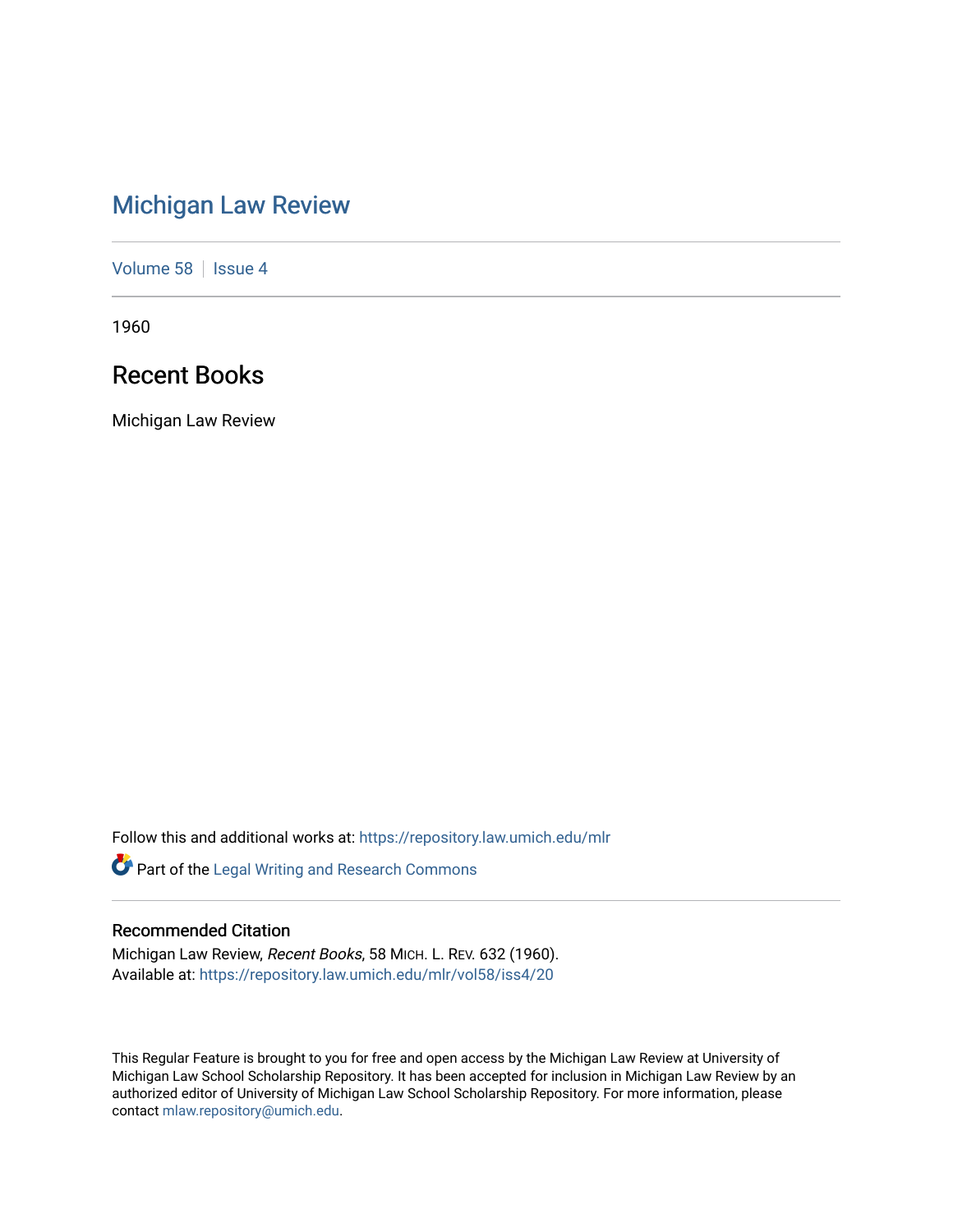# Michigan Law Review

Volume 58 | Issue 4

1960

## Recent Books

Michigan Law Review

Follow this and additional works at: https://repository.law.umich.edu/mlr

Part of the Legal Writing and Research Commons

### Recommended Citation

Michigan Law Review, *Recent Books*, 58 MICH. L. REV. 632 (1960).
Available at: https://repository.law.umich.edu/mlr/vol58/iss4/20

This Regular Feature is brought to you for free and open access by the Michigan Law Review at University of Michigan Law School Scholarship Repository. It has been accepted for inclusion in Michigan Law Review by an authorized editor of University of Michigan Law School Scholarship Repository. For more information, please contact mlaw.repository@umich.edu.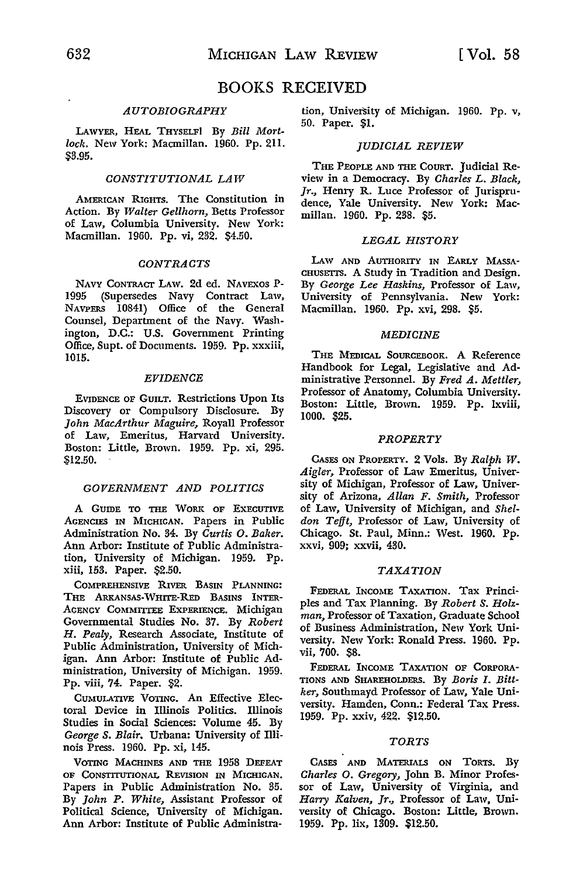# BOOKS RECEIVED

### *AUTOBIOGRAPHY*

LAWYER, HEAL THYSELF! By *Bill Mortlock.* New York: Macmillan. 1960. Pp. 211. $3.95.

### *CONSTITUTIONAL LAW*

AMERICAN RIGHTS. The Constitution in Action. By *Walter Gellhorn,* Betts Professor of Law, Columbia University. New York: Macmillan. 1960. Pp. vi, 232. $4.50.

### *CONTRACTS*

NAVY CONTRACT LAW. 2d ed. NAVEXOS P-1995 (Supersedes Navy Contract Law, NAVPERS 10841) Office of the General Counsel, Department of the Navy. Washington, D.C.: U.S. Government Printing Office, Supt. of Documents. 1959. Pp. xxxiii, 1015.

### *EVIDENCE*

EVIDENCE OF GUILT. Restrictions Upon Its Discovery or Compulsory Disclosure. By *John MacArthur Maguire,* Royall Professor of Law, Emeritus, Harvard University. Boston: Little, Brown. 1959. Pp. xi, 295. $12.50.

### *GOVERNMENT AND POLITICS*

A GUIDE TO THE WORK OF EXECUTIVE AGENCIES IN MICHIGAN. Papers in Public Administration No. 34. By *Curtis O. Baker.* Ann Arbor: Institute of Public Administration, University of Michigan. 1959. Pp. xiii, 153. Paper. $2.50.

COMPREHENSIVE RIVER BASIN PLANNING: THE ARKANSAS-WHITE-RED BASINS INTER-AGENCY COMMITTEE EXPERIENCE. Michigan Governmental Studies No. 37. By *Robert H. Pealy,* Research Associate, Institute of Public Administration, University of Michigan. Ann Arbor: Institute of Public Administration, University of Michigan. 1959. Pp. viii, 74. Paper. $2.

CUMULATIVE VOTING. An Effective Electoral Device in Illinois Politics. Illinois Studies in Social Sciences: Volume 45. By *George S. Blair.* Urbana: University of Illinois Press. 1960. Pp. xi, 145.

VOTING MACHINES AND THE 1958 DEFEAT OF CONSTITUTIONAL REVISION IN MICHIGAN. Papers in Public Administration No. 35. By *John P. White,* Assistant Professor of Political Science, University of Michigan. Ann Arbor: Institute of Public Administration, University of Michigan. 1960. Pp. v, 50. Paper. $1.

### *JUDICIAL REVIEW*

THE PEOPLE AND THE COURT. Judicial Review in a Democracy. By *Charles L. Black, Jr.,* Henry R. Luce Professor of Jurisprudence, Yale University. New York: Macmillan. 1960. Pp. 238. $5.

### *LEGAL HISTORY*

LAW AND AUTHORITY IN EARLY MASSACHUSETTS. A Study in Tradition and Design. By *George Lee Haskins,* Professor of Law, University of Pennsylvania. New York: Macmillan. 1960. Pp. xvi, 298. $5.

### *MEDICINE*

THE MEDICAL SOURCEBOOK. A Reference Handbook for Legal, Legislative and Administrative Personnel. By *Fred A. Mettler,* Professor of Anatomy, Columbia University. Boston: Little, Brown. 1959. Pp. lxviii, 1000. $25.

### *PROPERTY*

CASES ON PROPERTY. 2 Vols. By *Ralph W. Aigler,* Professor of Law Emeritus, University of Michigan, Professor of Law, University of Arizona, *Allan F. Smith,* Professor of Law, University of Michigan, and *Sheldon Tefft,* Professor of Law, University of Chicago. St. Paul, Minn.: West. 1960. Pp. xxvi, 909; xxvii, 430.

### *TAXATION*

FEDERAL INCOME TAXATION. Tax Principles and Tax Planning. By *Robert S. Holzman,* Professor of Taxation, Graduate School of Business Administration, New York University. New York: Ronald Press. 1960. Pp. vii, 700. $8.

FEDERAL INCOME TAXATION OF CORPORATIONS AND SHAREHOLDERS. By *Boris I. Bittker,* Southmayd Professor of Law, Yale University. Hamden, Conn.: Federal Tax Press. 1959. Pp. xxiv, 422. $12.50.

### *TORTS*

CASES AND MATERIALS ON TORTS. By *Charles O. Gregory,* John B. Minor Professor of Law, University of Virginia, and *Harry Kalven, Jr.,* Professor of Law, University of Chicago. Boston: Little, Brown. 1959. Pp. lix, 1309. $12.50.